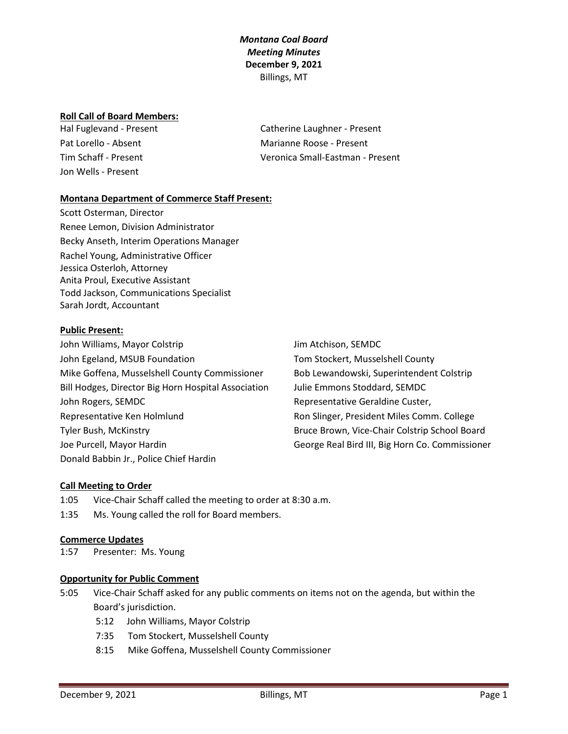***Montana Coal Board***
***Meeting Minutes***
**December 9, 2021**
Billings, MT

**Roll Call of Board Members:**

Hal Fuglevand - Present
Pat Lorello - Absent
Tim Schaff - Present
Jon Wells - Present
Catherine Laughner - Present
Marianne Roose - Present
Veronica Small-Eastman - Present

**Montana Department of Commerce Staff Present:**

Scott Osterman, Director
Renee Lemon, Division Administrator
Becky Anseth, Interim Operations Manager
Rachel Young, Administrative Officer
Jessica Osterloh, Attorney
Anita Proul, Executive Assistant
Todd Jackson, Communications Specialist
Sarah Jordt, Accountant

**Public Present:**

John Williams, Mayor Colstrip
John Egeland, MSUB Foundation
Mike Goffena, Musselshell County Commissioner
Bill Hodges, Director Big Horn Hospital Association
John Rogers, SEMDC
Representative Ken Holmlund
Tyler Bush, McKinstry
Joe Purcell, Mayor Hardin
Donald Babbin Jr., Police Chief Hardin
Jim Atchison, SEMDC
Tom Stockert, Musselshell County
Bob Lewandowski, Superintendent Colstrip
Julie Emmons Stoddard, SEMDC
Representative Geraldine Custer,
Ron Slinger, President Miles Comm. College
Bruce Brown, Vice-Chair Colstrip School Board
George Real Bird III, Big Horn Co. Commissioner

**Call Meeting to Order**

1:05 Vice-Chair Schaff called the meeting to order at 8:30 a.m.

1:35 Ms. Young called the roll for Board members.

**Commerce Updates**

1:57 Presenter: Ms. Young

**Opportunity for Public Comment**

5:05 Vice-Chair Schaff asked for any public comments on items not on the agenda, but within the Board's jurisdiction.

- 5:12 John Williams, Mayor Colstrip
- 7:35 Tom Stockert, Musselshell County
- 8:15 Mike Goffena, Musselshell County Commissioner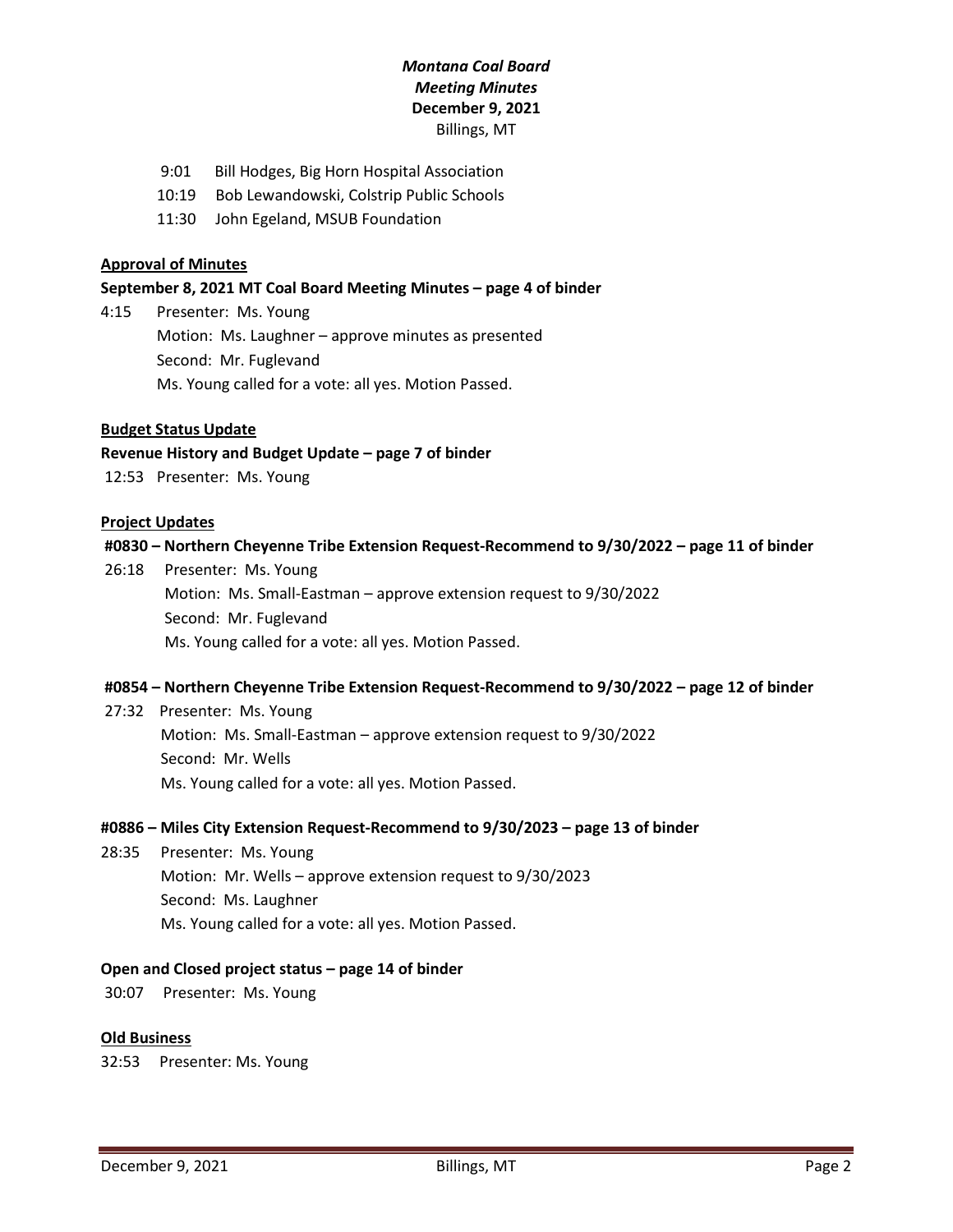*Montana Coal Board*
*Meeting Minutes*
**December 9, 2021**
Billings, MT

9:01 Bill Hodges, Big Horn Hospital Association
10:19 Bob Lewandowski, Colstrip Public Schools
11:30 John Egeland, MSUB Foundation

**Approval of Minutes**

**September 8, 2021 MT Coal Board Meeting Minutes – page 4 of binder**

4:15 Presenter: Ms. Young
Motion: Ms. Laughner – approve minutes as presented
Second: Mr. Fuglevand
Ms. Young called for a vote: all yes. Motion Passed.

**Budget Status Update**

**Revenue History and Budget Update – page 7 of binder**

12:53 Presenter: Ms. Young

**Project Updates**

**#0830 – Northern Cheyenne Tribe Extension Request-Recommend to 9/30/2022 – page 11 of binder**

26:18 Presenter: Ms. Young
Motion: Ms. Small-Eastman – approve extension request to 9/30/2022
Second: Mr. Fuglevand
Ms. Young called for a vote: all yes. Motion Passed.

**#0854 – Northern Cheyenne Tribe Extension Request-Recommend to 9/30/2022 – page 12 of binder**

27:32 Presenter: Ms. Young
Motion: Ms. Small-Eastman – approve extension request to 9/30/2022
Second: Mr. Wells
Ms. Young called for a vote: all yes. Motion Passed.

**#0886 – Miles City Extension Request-Recommend to 9/30/2023 – page 13 of binder**

28:35 Presenter: Ms. Young
Motion: Mr. Wells – approve extension request to 9/30/2023
Second: Ms. Laughner
Ms. Young called for a vote: all yes. Motion Passed.

**Open and Closed project status – page 14 of binder**

30:07 Presenter: Ms. Young

**Old Business**

32:53 Presenter: Ms. Young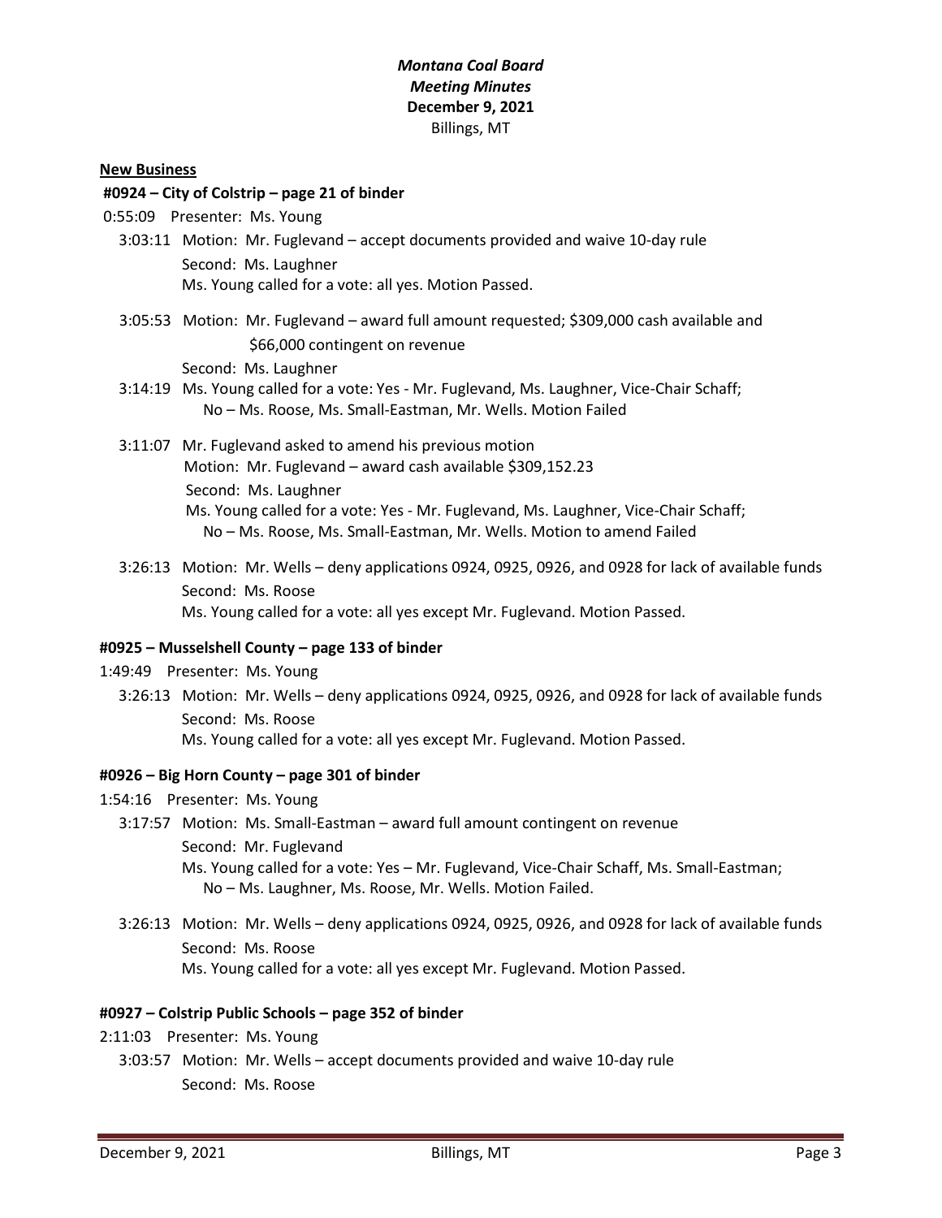***Montana Coal Board***
***Meeting Minutes***
**December 9, 2021**
Billings, MT

**New Business**

**#0924 – City of Colstrip – page 21 of binder**

0:55:09 Presenter: Ms. Young

3:03:11 Motion: Mr. Fuglevand – accept documents provided and waive 10-day rule
Second: Ms. Laughner
Ms. Young called for a vote: all yes. Motion Passed.

3:05:53 Motion: Mr. Fuglevand – award full amount requested; $309,000 cash available and $66,000 contingent on revenue
Second: Ms. Laughner

3:14:19 Ms. Young called for a vote: Yes - Mr. Fuglevand, Ms. Laughner, Vice-Chair Schaff; No – Ms. Roose, Ms. Small-Eastman, Mr. Wells. Motion Failed

3:11:07 Mr. Fuglevand asked to amend his previous motion
Motion: Mr. Fuglevand – award cash available $309,152.23
Second: Ms. Laughner
Ms. Young called for a vote: Yes - Mr. Fuglevand, Ms. Laughner, Vice-Chair Schaff; No – Ms. Roose, Ms. Small-Eastman, Mr. Wells. Motion to amend Failed

3:26:13 Motion: Mr. Wells – deny applications 0924, 0925, 0926, and 0928 for lack of available funds
Second: Ms. Roose
Ms. Young called for a vote: all yes except Mr. Fuglevand. Motion Passed.

**#0925 – Musselshell County – page 133 of binder**

1:49:49 Presenter: Ms. Young

3:26:13 Motion: Mr. Wells – deny applications 0924, 0925, 0926, and 0928 for lack of available funds
Second: Ms. Roose
Ms. Young called for a vote: all yes except Mr. Fuglevand. Motion Passed.

**#0926 – Big Horn County – page 301 of binder**

1:54:16 Presenter: Ms. Young

3:17:57 Motion: Ms. Small-Eastman – award full amount contingent on revenue
Second: Mr. Fuglevand
Ms. Young called for a vote: Yes – Mr. Fuglevand, Vice-Chair Schaff, Ms. Small-Eastman; No – Ms. Laughner, Ms. Roose, Mr. Wells. Motion Failed.

3:26:13 Motion: Mr. Wells – deny applications 0924, 0925, 0926, and 0928 for lack of available funds
Second: Ms. Roose
Ms. Young called for a vote: all yes except Mr. Fuglevand. Motion Passed.

**#0927 – Colstrip Public Schools – page 352 of binder**

2:11:03 Presenter: Ms. Young

3:03:57 Motion: Mr. Wells – accept documents provided and waive 10-day rule
Second: Ms. Roose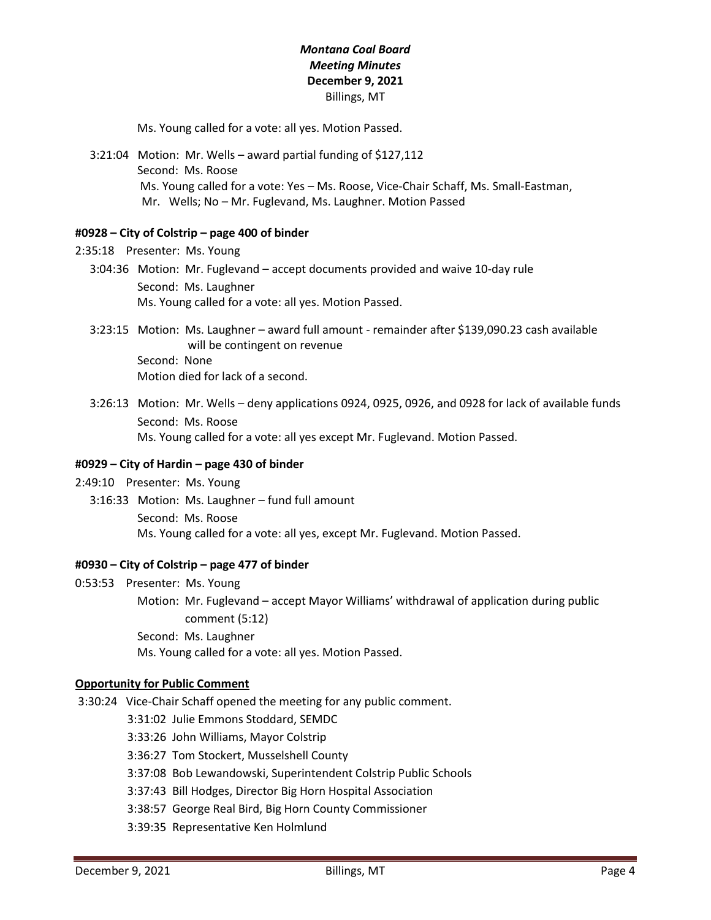Ms. Young called for a vote: all yes. Motion Passed.

3:21:04 Motion: Mr. Wells – award partial funding of $127,112
Second: Ms. Roose
Ms. Young called for a vote: Yes – Ms. Roose, Vice-Chair Schaff, Ms. Small-Eastman, Mr. Wells; No – Mr. Fuglevand, Ms. Laughner. Motion Passed

**#0928 – City of Colstrip – page 400 of binder**

2:35:18 Presenter: Ms. Young

3:04:36 Motion: Mr. Fuglevand – accept documents provided and waive 10-day rule
Second: Ms. Laughner
Ms. Young called for a vote: all yes. Motion Passed.

3:23:15 Motion: Ms. Laughner – award full amount - remainder after $139,090.23 cash available will be contingent on revenue
Second: None
Motion died for lack of a second.

3:26:13 Motion: Mr. Wells – deny applications 0924, 0925, 0926, and 0928 for lack of available funds
Second: Ms. Roose
Ms. Young called for a vote: all yes except Mr. Fuglevand. Motion Passed.

**#0929 – City of Hardin – page 430 of binder**

2:49:10 Presenter: Ms. Young

3:16:33 Motion: Ms. Laughner – fund full amount
Second: Ms. Roose
Ms. Young called for a vote: all yes, except Mr. Fuglevand. Motion Passed.

**#0930 – City of Colstrip – page 477 of binder**

0:53:53 Presenter: Ms. Young
Motion: Mr. Fuglevand – accept Mayor Williams' withdrawal of application during public comment (5:12)
Second: Ms. Laughner
Ms. Young called for a vote: all yes. Motion Passed.

**Opportunity for Public Comment**

3:30:24 Vice-Chair Schaff opened the meeting for any public comment.

- 3:31:02 Julie Emmons Stoddard, SEMDC
- 3:33:26 John Williams, Mayor Colstrip
- 3:36:27 Tom Stockert, Musselshell County
- 3:37:08 Bob Lewandowski, Superintendent Colstrip Public Schools
- 3:37:43 Bill Hodges, Director Big Horn Hospital Association
- 3:38:57 George Real Bird, Big Horn County Commissioner
- 3:39:35 Representative Ken Holmlund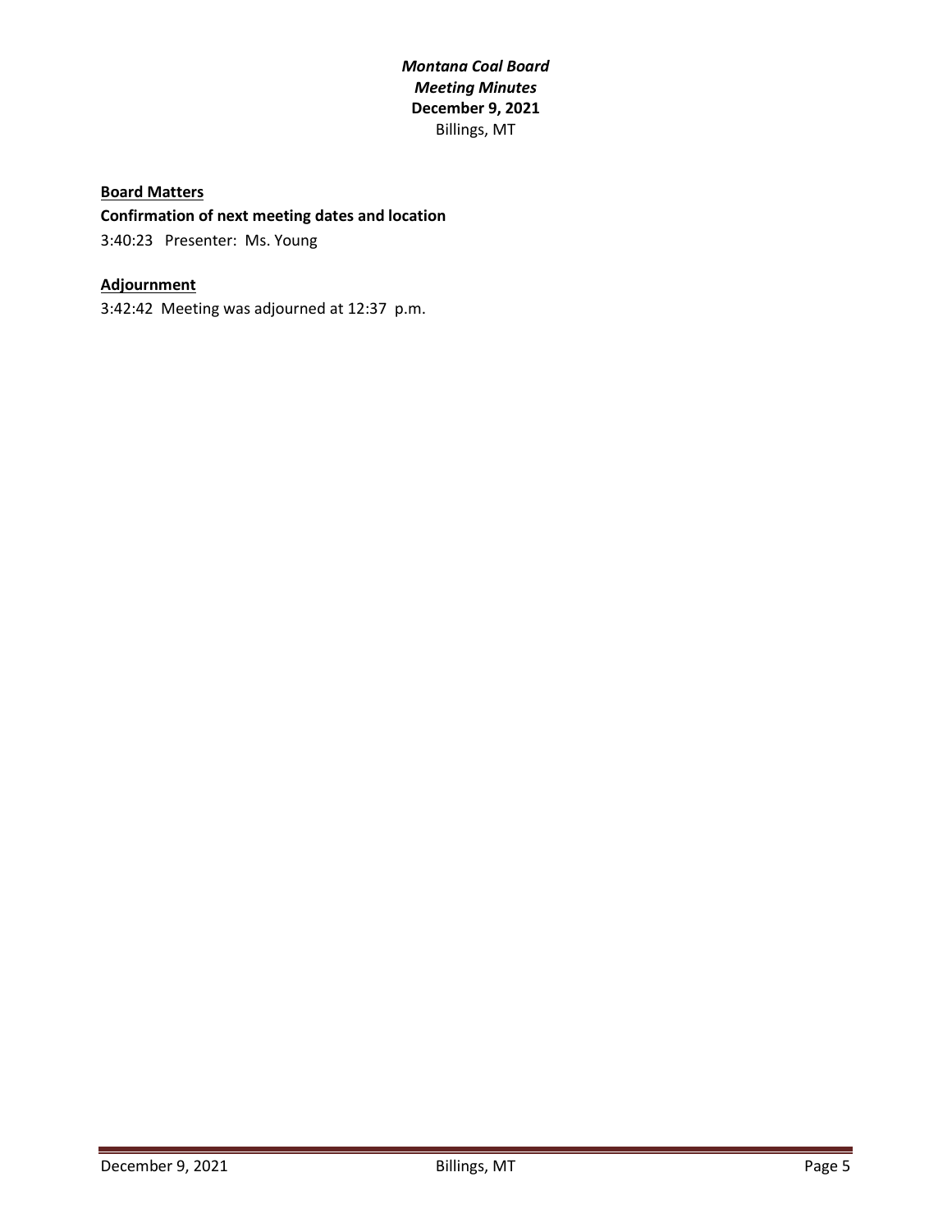*Montana Coal Board*
*Meeting Minutes*
**December 9, 2021**
Billings, MT

**Board Matters**

**Confirmation of next meeting dates and location**

3:40:23 Presenter: Ms. Young

**Adjournment**

3:42:42 Meeting was adjourned at 12:37 p.m.